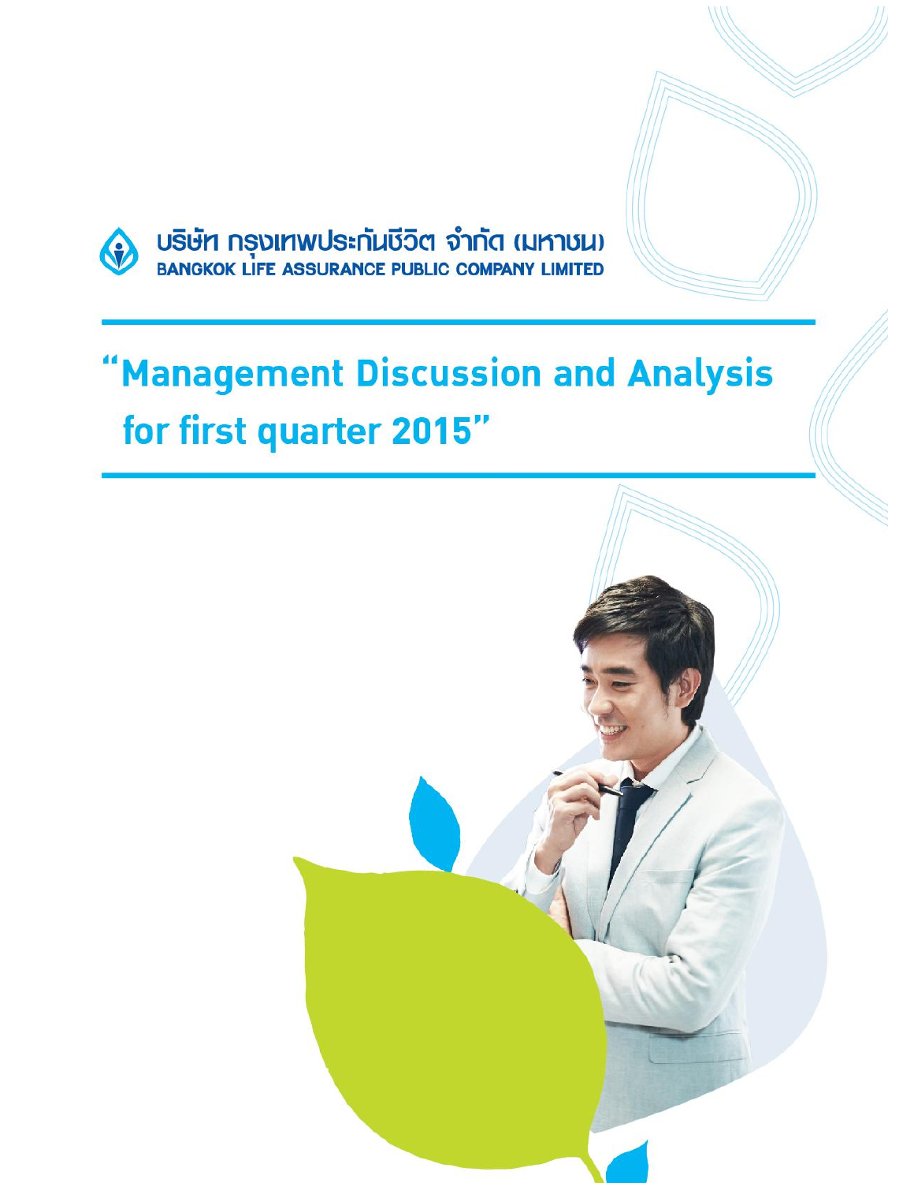บริษัท กรุงเทพประกันชีวิต จำกัด (มหาชน)
BANGKOK LIFE ASSURANCE PUBLIC COMPANY LIMITED

# "Management Discussion and Analysis for first quarter 2015"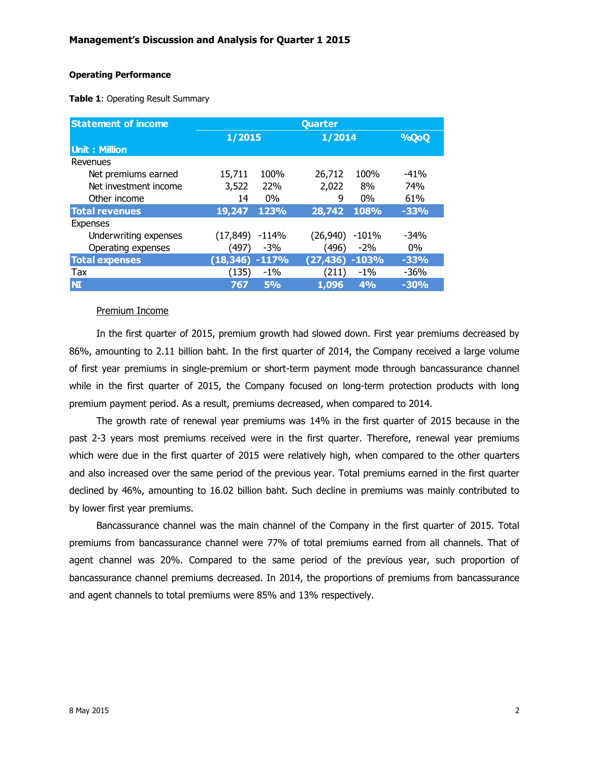## Management's Discussion and Analysis for Quarter 1 2015

**Operating Performance**

**Table 1**: Operating Result Summary

| Statement of income | Quarter | | | | |
|---|---|---|---|---|---|
| | 1/2015 | | 1/2014 | | %QoQ |
| Unit : Million | | | | | |
| Revenues | | | | | |
| Net premiums earned | 15,711 | 100% | 26,712 | 100% | -41% |
| Net investment income | 3,522 | 22% | 2,022 | 8% | 74% |
| Other income | 14 | 0% | 9 | 0% | 61% |
| **Total revenues** | **19,247** | **123%** | **28,742** | **108%** | **-33%** |
| Expenses | | | | | |
| Underwriting expenses | (17,849) | -114% | (26,940) | -101% | -34% |
| Operating expenses | (497) | -3% | (496) | -2% | 0% |
| **Total expenses** | **(18,346)** | **-117%** | **(27,436)** | **-103%** | **-33%** |
| Tax | (135) | -1% | (211) | -1% | -36% |
| **NI** | **767** | **5%** | **1,096** | **4%** | **-30%** |

Premium Income

In the first quarter of 2015, premium growth had slowed down. First year premiums decreased by 86%, amounting to 2.11 billion baht. In the first quarter of 2014, the Company received a large volume of first year premiums in single-premium or short-term payment mode through bancassurance channel while in the first quarter of 2015, the Company focused on long-term protection products with long premium payment period. As a result, premiums decreased, when compared to 2014.

The growth rate of renewal year premiums was 14% in the first quarter of 2015 because in the past 2-3 years most premiums received were in the first quarter. Therefore, renewal year premiums which were due in the first quarter of 2015 were relatively high, when compared to the other quarters and also increased over the same period of the previous year. Total premiums earned in the first quarter declined by 46%, amounting to 16.02 billion baht. Such decline in premiums was mainly contributed to by lower first year premiums.

Bancassurance channel was the main channel of the Company in the first quarter of 2015. Total premiums from bancassurance channel were 77% of total premiums earned from all channels. That of agent channel was 20%. Compared to the same period of the previous year, such proportion of bancassurance channel premiums decreased. In 2014, the proportions of premiums from bancassurance and agent channels to total premiums were 85% and 13% respectively.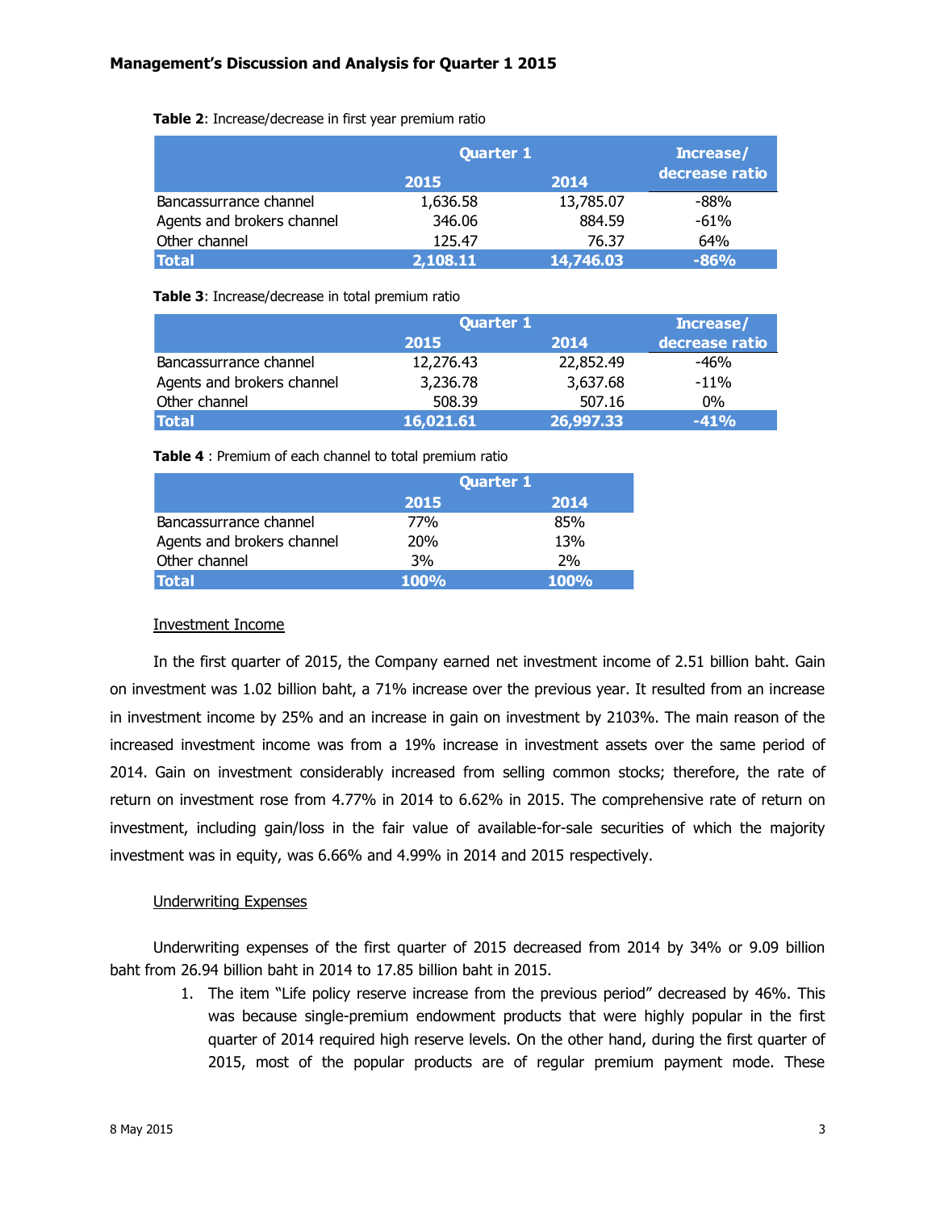**Table 2**: Increase/decrease in first year premium ratio

| | Quarter 1 | | Increase/ decrease ratio |
|---|---|---|---|
| | 2015 | 2014 | |
| Bancassurrance channel | 1,636.58 | 13,785.07 | -88% |
| Agents and brokers channel | 346.06 | 884.59 | -61% |
| Other channel | 125.47 | 76.37 | 64% |
| **Total** | **2,108.11** | **14,746.03** | **-86%** |

**Table 3**: Increase/decrease in total premium ratio

| | Quarter 1 | | Increase/ decrease ratio |
|---|---|---|---|
| | 2015 | 2014 | |
| Bancassurrance channel | 12,276.43 | 22,852.49 | -46% |
| Agents and brokers channel | 3,236.78 | 3,637.68 | -11% |
| Other channel | 508.39 | 507.16 | 0% |
| **Total** | **16,021.61** | **26,997.33** | **-41%** |

**Table 4** : Premium of each channel to total premium ratio

| | Quarter 1 | |
|---|---|---|
| | 2015 | 2014 |
| Bancassurrance channel | 77% | 85% |
| Agents and brokers channel | 20% | 13% |
| Other channel | 3% | 2% |
| **Total** | **100%** | **100%** |

Investment Income

In the first quarter of 2015, the Company earned net investment income of 2.51 billion baht. Gain on investment was 1.02 billion baht, a 71% increase over the previous year. It resulted from an increase in investment income by 25% and an increase in gain on investment by 2103%. The main reason of the increased investment income was from a 19% increase in investment assets over the same period of 2014. Gain on investment considerably increased from selling common stocks; therefore, the rate of return on investment rose from 4.77% in 2014 to 6.62% in 2015. The comprehensive rate of return on investment, including gain/loss in the fair value of available-for-sale securities of which the majority investment was in equity, was 6.66% and 4.99% in 2014 and 2015 respectively.

Underwriting Expenses

Underwriting expenses of the first quarter of 2015 decreased from 2014 by 34% or 9.09 billion baht from 26.94 billion baht in 2014 to 17.85 billion baht in 2015.

1. The item "Life policy reserve increase from the previous period" decreased by 46%. This was because single-premium endowment products that were highly popular in the first quarter of 2014 required high reserve levels. On the other hand, during the first quarter of 2015, most of the popular products are of regular premium payment mode. These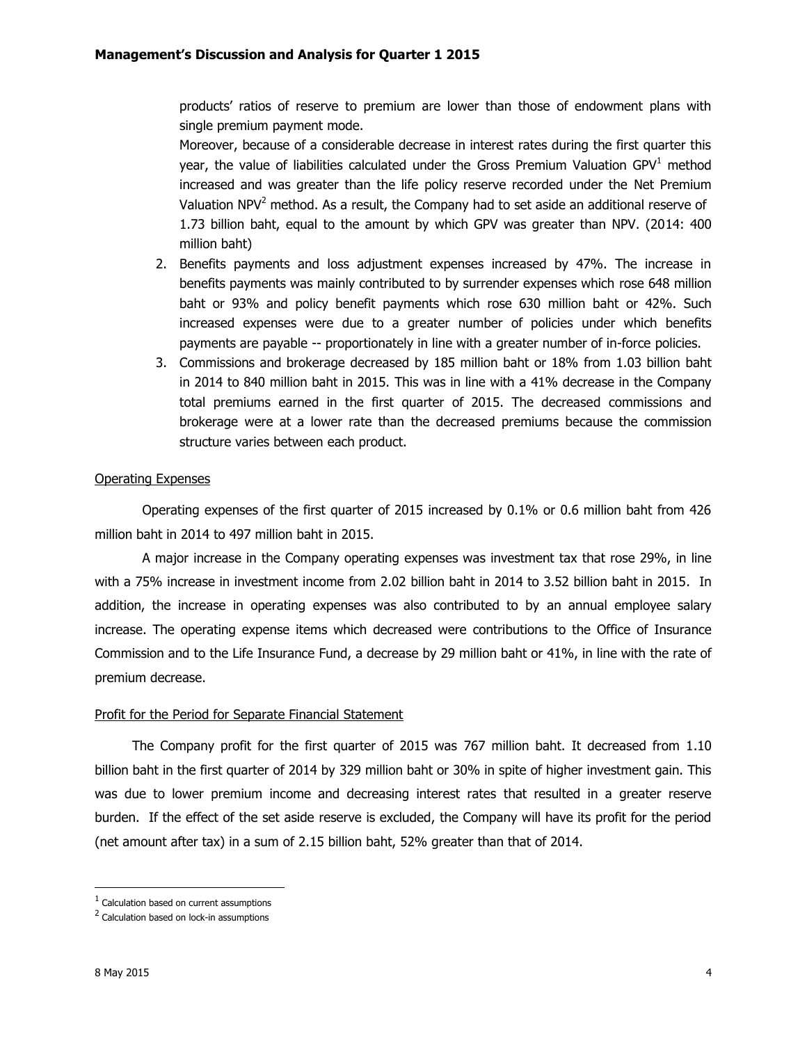products' ratios of reserve to premium are lower than those of endowment plans with single premium payment mode.

Moreover, because of a considerable decrease in interest rates during the first quarter this year, the value of liabilities calculated under the Gross Premium Valuation GPV[1] method increased and was greater than the life policy reserve recorded under the Net Premium Valuation NPV[2] method. As a result, the Company had to set aside an additional reserve of 1.73 billion baht, equal to the amount by which GPV was greater than NPV. (2014: 400 million baht)

2. Benefits payments and loss adjustment expenses increased by 47%. The increase in benefits payments was mainly contributed to by surrender expenses which rose 648 million baht or 93% and policy benefit payments which rose 630 million baht or 42%. Such increased expenses were due to a greater number of policies under which benefits payments are payable -- proportionately in line with a greater number of in-force policies.
3. Commissions and brokerage decreased by 185 million baht or 18% from 1.03 billion baht in 2014 to 840 million baht in 2015. This was in line with a 41% decrease in the Company total premiums earned in the first quarter of 2015. The decreased commissions and brokerage were at a lower rate than the decreased premiums because the commission structure varies between each product.

Operating Expenses

Operating expenses of the first quarter of 2015 increased by 0.1% or 0.6 million baht from 426 million baht in 2014 to 497 million baht in 2015.

A major increase in the Company operating expenses was investment tax that rose 29%, in line with a 75% increase in investment income from 2.02 billion baht in 2014 to 3.52 billion baht in 2015. In addition, the increase in operating expenses was also contributed to by an annual employee salary increase. The operating expense items which decreased were contributions to the Office of Insurance Commission and to the Life Insurance Fund, a decrease by 29 million baht or 41%, in line with the rate of premium decrease.

Profit for the Period for Separate Financial Statement

The Company profit for the first quarter of 2015 was 767 million baht. It decreased from 1.10 billion baht in the first quarter of 2014 by 329 million baht or 30% in spite of higher investment gain. This was due to lower premium income and decreasing interest rates that resulted in a greater reserve burden. If the effect of the set aside reserve is excluded, the Company will have its profit for the period (net amount after tax) in a sum of 2.15 billion baht, 52% greater than that of 2014.

---

[1] Calculation based on current assumptions

[2] Calculation based on lock-in assumptions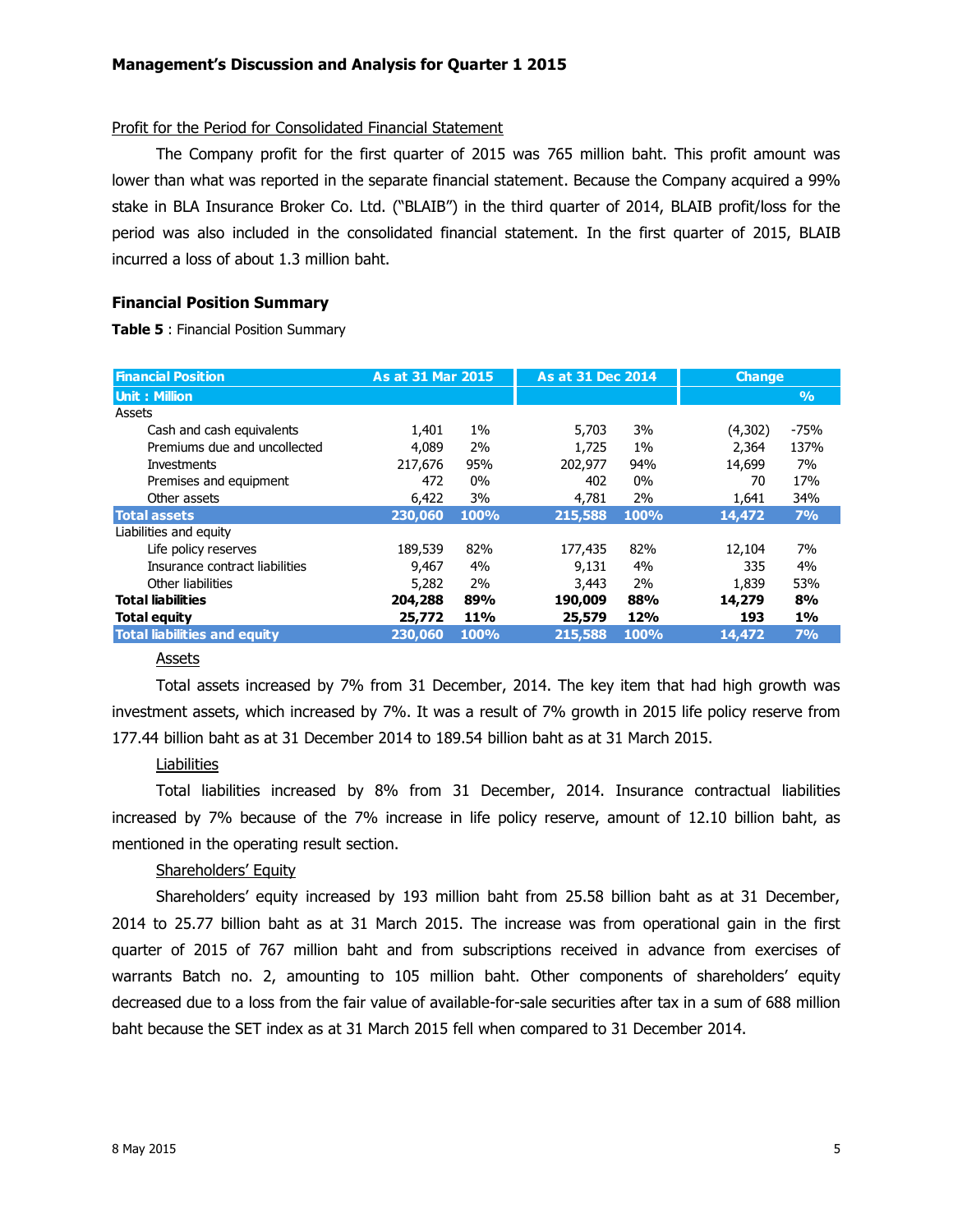Profit for the Period for Consolidated Financial Statement

The Company profit for the first quarter of 2015 was 765 million baht. This profit amount was lower than what was reported in the separate financial statement. Because the Company acquired a 99% stake in BLA Insurance Broker Co. Ltd. ("BLAIB") in the third quarter of 2014, BLAIB profit/loss for the period was also included in the consolidated financial statement. In the first quarter of 2015, BLAIB incurred a loss of about 1.3 million baht.

### Financial Position Summary

**Table 5** : Financial Position Summary

| Financial Position | As at 31 Mar 2015 | | As at 31 Dec 2014 | | Change | |
|---|---|---|---|---|---|---|
| Unit : Million | | | | | | % |
| Assets | | | | | | |
| Cash and cash equivalents | 1,401 | 1% | 5,703 | 3% | (4,302) | -75% |
| Premiums due and uncollected | 4,089 | 2% | 1,725 | 1% | 2,364 | 137% |
| Investments | 217,676 | 95% | 202,977 | 94% | 14,699 | 7% |
| Premises and equipment | 472 | 0% | 402 | 0% | 70 | 17% |
| Other assets | 6,422 | 3% | 4,781 | 2% | 1,641 | 34% |
| **Total assets** | **230,060** | **100%** | **215,588** | **100%** | **14,472** | **7%** |
| Liabilities and equity | | | | | | |
| Life policy reserves | 189,539 | 82% | 177,435 | 82% | 12,104 | 7% |
| Insurance contract liabilities | 9,467 | 4% | 9,131 | 4% | 335 | 4% |
| Other liabilities | 5,282 | 2% | 3,443 | 2% | 1,839 | 53% |
| **Total liabilities** | **204,288** | **89%** | **190,009** | **88%** | **14,279** | **8%** |
| **Total equity** | **25,772** | **11%** | **25,579** | **12%** | **193** | **1%** |
| **Total liabilities and equity** | **230,060** | **100%** | **215,588** | **100%** | **14,472** | **7%** |

Assets

Total assets increased by 7% from 31 December, 2014. The key item that had high growth was investment assets, which increased by 7%. It was a result of 7% growth in 2015 life policy reserve from 177.44 billion baht as at 31 December 2014 to 189.54 billion baht as at 31 March 2015.

Liabilities

Total liabilities increased by 8% from 31 December, 2014. Insurance contractual liabilities increased by 7% because of the 7% increase in life policy reserve, amount of 12.10 billion baht, as mentioned in the operating result section.

Shareholders' Equity

Shareholders' equity increased by 193 million baht from 25.58 billion baht as at 31 December, 2014 to 25.77 billion baht as at 31 March 2015. The increase was from operational gain in the first quarter of 2015 of 767 million baht and from subscriptions received in advance from exercises of warrants Batch no. 2, amounting to 105 million baht. Other components of shareholders' equity decreased due to a loss from the fair value of available-for-sale securities after tax in a sum of 688 million baht because the SET index as at 31 March 2015 fell when compared to 31 December 2014.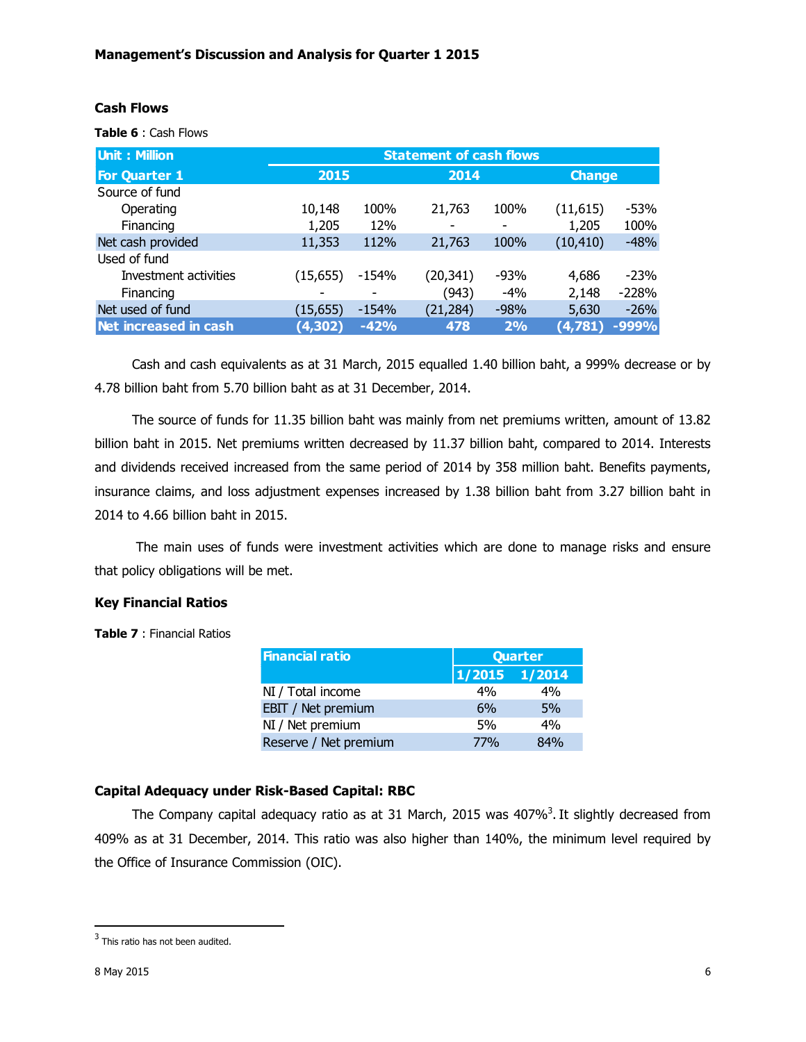**Management's Discussion and Analysis for Quarter 1 2015**

## Cash Flows

**Table 6** : Cash Flows

| Unit : Million | Statement of cash flows | | | | | |
|---|---|---|---|---|---|---|
| For Quarter 1 | 2015 | | 2014 | | Change | |
| Source of fund | | | | | | |
| Operating | 10,148 | 100% | 21,763 | 100% | (11,615) | -53% |
| Financing | 1,205 | 12% | - | - | 1,205 | 100% |
| Net cash provided | 11,353 | 112% | 21,763 | 100% | (10,410) | -48% |
| Used of fund | | | | | | |
| Investment activities | (15,655) | -154% | (20,341) | -93% | 4,686 | -23% |
| Financing | - | - | (943) | -4% | 2,148 | -228% |
| Net used of fund | (15,655) | -154% | (21,284) | -98% | 5,630 | -26% |
| **Net increased in cash** | **(4,302)** | **-42%** | **478** | **2%** | **(4,781)** | **-999%** |

Cash and cash equivalents as at 31 March, 2015 equalled 1.40 billion baht, a 999% decrease or by 4.78 billion baht from 5.70 billion baht as at 31 December, 2014.

The source of funds for 11.35 billion baht was mainly from net premiums written, amount of 13.82 billion baht in 2015. Net premiums written decreased by 11.37 billion baht, compared to 2014. Interests and dividends received increased from the same period of 2014 by 358 million baht. Benefits payments, insurance claims, and loss adjustment expenses increased by 1.38 billion baht from 3.27 billion baht in 2014 to 4.66 billion baht in 2015.

The main uses of funds were investment activities which are done to manage risks and ensure that policy obligations will be met.

## Key Financial Ratios

**Table 7** : Financial Ratios

| Financial ratio | Quarter | |
|---|---|---|
| | 1/2015 | 1/2014 |
| NI / Total income | 4% | 4% |
| EBIT / Net premium | 6% | 5% |
| NI / Net premium | 5% | 4% |
| Reserve / Net premium | 77% | 84% |

## Capital Adequacy under Risk-Based Capital: RBC

The Company capital adequacy ratio as at 31 March, 2015 was 407%[3]. It slightly decreased from 409% as at 31 December, 2014. This ratio was also higher than 140%, the minimum level required by the Office of Insurance Commission (OIC).

[3] This ratio has not been audited.

8 May 2015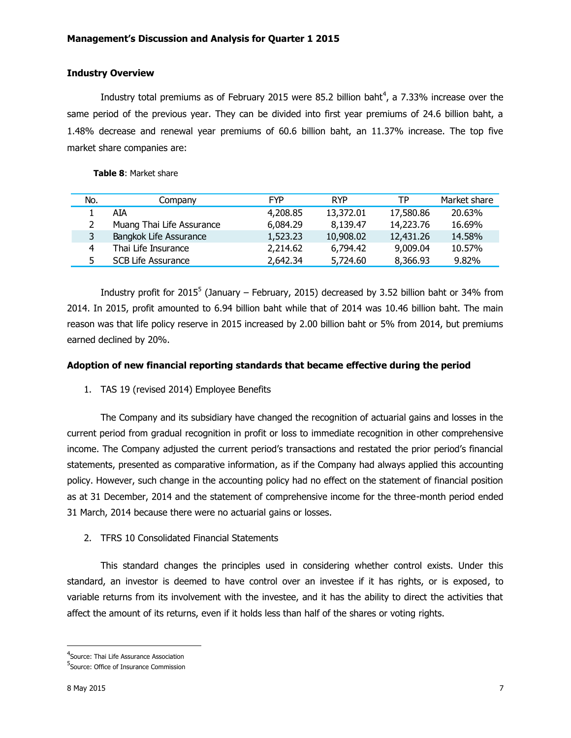### Industry Overview

Industry total premiums as of February 2015 were 85.2 billion baht[4], a 7.33% increase over the same period of the previous year. They can be divided into first year premiums of 24.6 billion baht, a 1.48% decrease and renewal year premiums of 60.6 billion baht, an 11.37% increase. The top five market share companies are:

**Table 8**: Market share

| No. | Company | FYP | RYP | TP | Market share |
|---|---|---|---|---|---|
| 1 | AIA | 4,208.85 | 13,372.01 | 17,580.86 | 20.63% |
| 2 | Muang Thai Life Assurance | 6,084.29 | 8,139.47 | 14,223.76 | 16.69% |
| 3 | Bangkok Life Assurance | 1,523.23 | 10,908.02 | 12,431.26 | 14.58% |
| 4 | Thai Life Insurance | 2,214.62 | 6,794.42 | 9,009.04 | 10.57% |
| 5 | SCB Life Assurance | 2,642.34 | 5,724.60 | 8,366.93 | 9.82% |

Industry profit for 2015[5] (January – February, 2015) decreased by 3.52 billion baht or 34% from 2014. In 2015, profit amounted to 6.94 billion baht while that of 2014 was 10.46 billion baht. The main reason was that life policy reserve in 2015 increased by 2.00 billion baht or 5% from 2014, but premiums earned declined by 20%.

### Adoption of new financial reporting standards that became effective during the period

1. TAS 19 (revised 2014) Employee Benefits

The Company and its subsidiary have changed the recognition of actuarial gains and losses in the current period from gradual recognition in profit or loss to immediate recognition in other comprehensive income. The Company adjusted the current period's transactions and restated the prior period's financial statements, presented as comparative information, as if the Company had always applied this accounting policy. However, such change in the accounting policy had no effect on the statement of financial position as at 31 December, 2014 and the statement of comprehensive income for the three-month period ended 31 March, 2014 because there were no actuarial gains or losses.

2. TFRS 10 Consolidated Financial Statements

This standard changes the principles used in considering whether control exists. Under this standard, an investor is deemed to have control over an investee if it has rights, or is exposed, to variable returns from its involvement with the investee, and it has the ability to direct the activities that affect the amount of its returns, even if it holds less than half of the shares or voting rights.

[4] Source: Thai Life Assurance Association

[5] Source: Office of Insurance Commission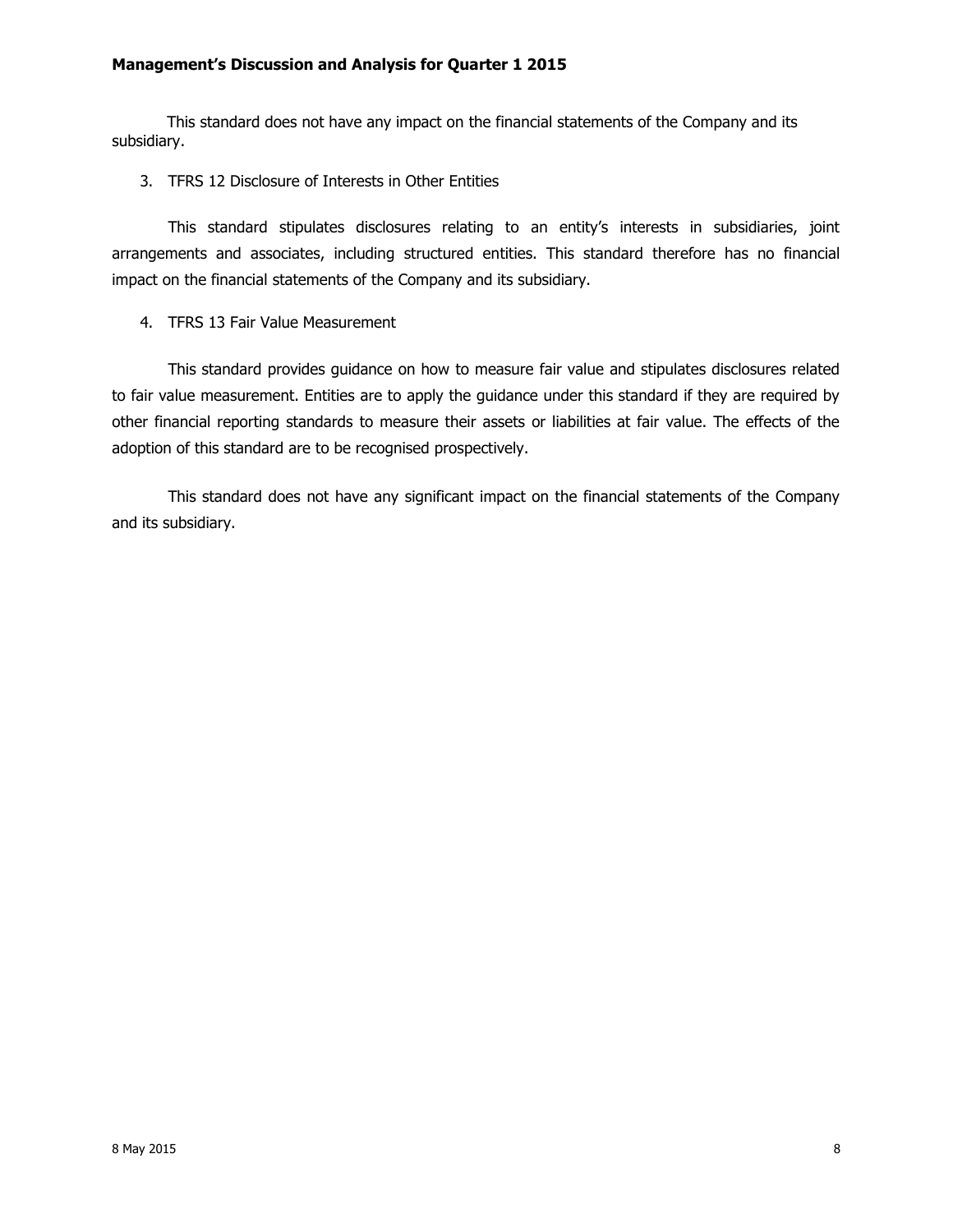This standard does not have any impact on the financial statements of the Company and its subsidiary.

3. TFRS 12 Disclosure of Interests in Other Entities

This standard stipulates disclosures relating to an entity's interests in subsidiaries, joint arrangements and associates, including structured entities. This standard therefore has no financial impact on the financial statements of the Company and its subsidiary.

4. TFRS 13 Fair Value Measurement

This standard provides guidance on how to measure fair value and stipulates disclosures related to fair value measurement. Entities are to apply the guidance under this standard if they are required by other financial reporting standards to measure their assets or liabilities at fair value. The effects of the adoption of this standard are to be recognised prospectively.

This standard does not have any significant impact on the financial statements of the Company and its subsidiary.